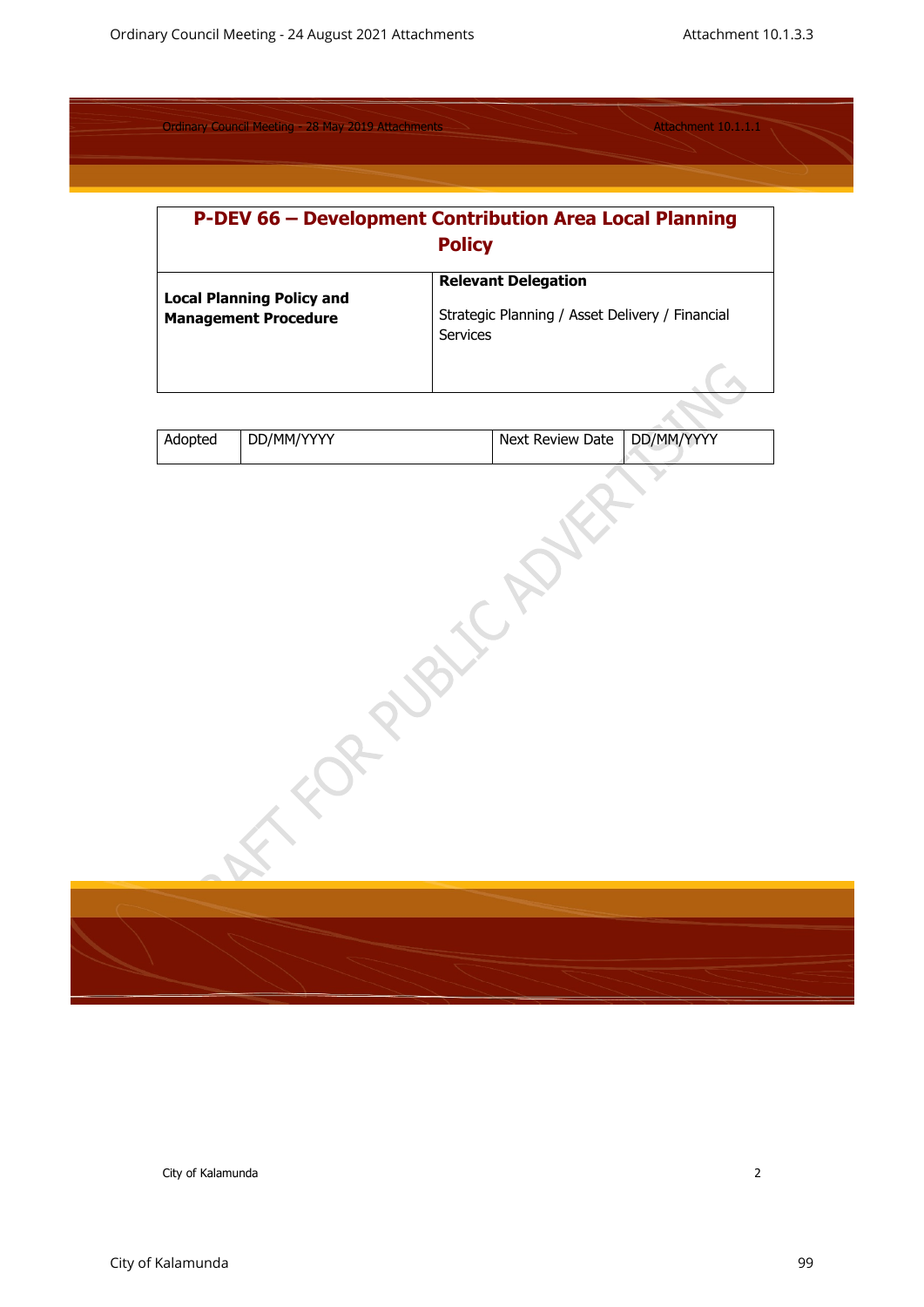# P-DEV 66 – Development Contribution Area Local Planning Policy

| **Local Planning Policy and Management Procedure** | **Relevant Delegation**<br><br>Strategic Planning / Asset Delivery / Financial Services |
|---|---|

| Adopted | DD/MM/YYYY | Next Review Date | DD/MM/YYYY |
|---|---|---|---|

DRAFT FOR PUBLIC ADVERTISING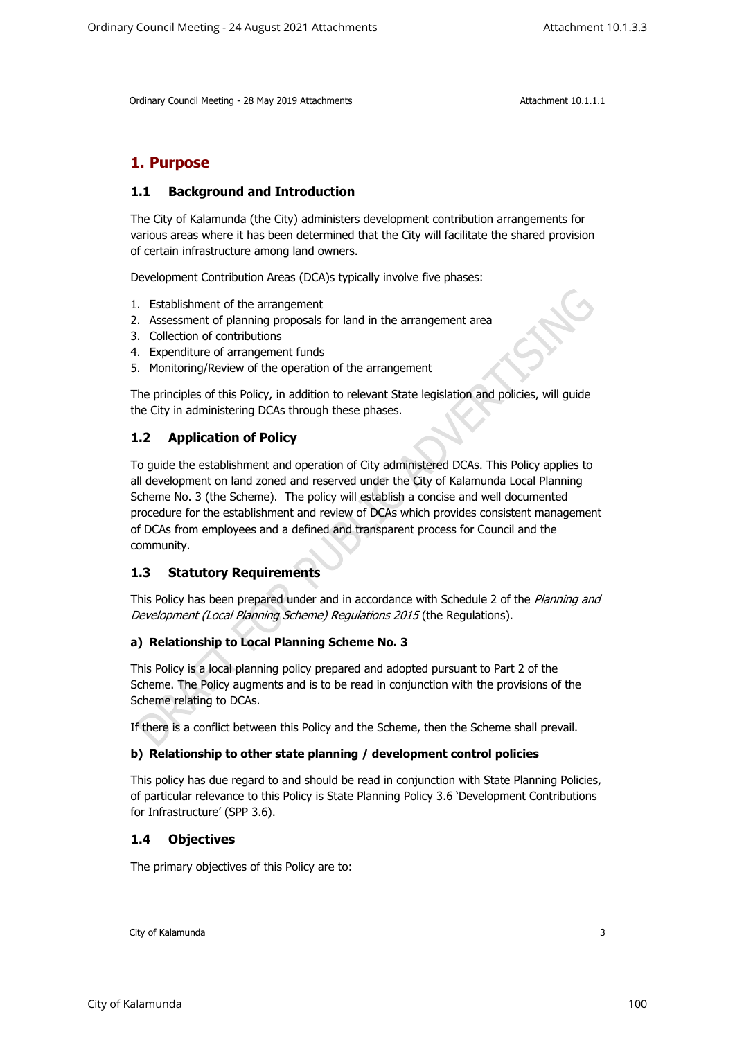# 1. Purpose

## 1.1 Background and Introduction

The City of Kalamunda (the City) administers development contribution arrangements for various areas where it has been determined that the City will facilitate the shared provision of certain infrastructure among land owners.

Development Contribution Areas (DCA)s typically involve five phases:

1. Establishment of the arrangement
2. Assessment of planning proposals for land in the arrangement area
3. Collection of contributions
4. Expenditure of arrangement funds
5. Monitoring/Review of the operation of the arrangement

The principles of this Policy, in addition to relevant State legislation and policies, will guide the City in administering DCAs through these phases.

## 1.2 Application of Policy

To guide the establishment and operation of City administered DCAs. This Policy applies to all development on land zoned and reserved under the City of Kalamunda Local Planning Scheme No. 3 (the Scheme). The policy will establish a concise and well documented procedure for the establishment and review of DCAs which provides consistent management of DCAs from employees and a defined and transparent process for Council and the community.

## 1.3 Statutory Requirements

This Policy has been prepared under and in accordance with Schedule 2 of the *Planning and Development (Local Planning Scheme) Regulations 2015* (the Regulations).

### a) Relationship to Local Planning Scheme No. 3

This Policy is a local planning policy prepared and adopted pursuant to Part 2 of the Scheme. The Policy augments and is to be read in conjunction with the provisions of the Scheme relating to DCAs.

If there is a conflict between this Policy and the Scheme, then the Scheme shall prevail.

### b) Relationship to other state planning / development control policies

This policy has due regard to and should be read in conjunction with State Planning Policies, of particular relevance to this Policy is State Planning Policy 3.6 'Development Contributions for Infrastructure' (SPP 3.6).

## 1.4 Objectives

The primary objectives of this Policy are to: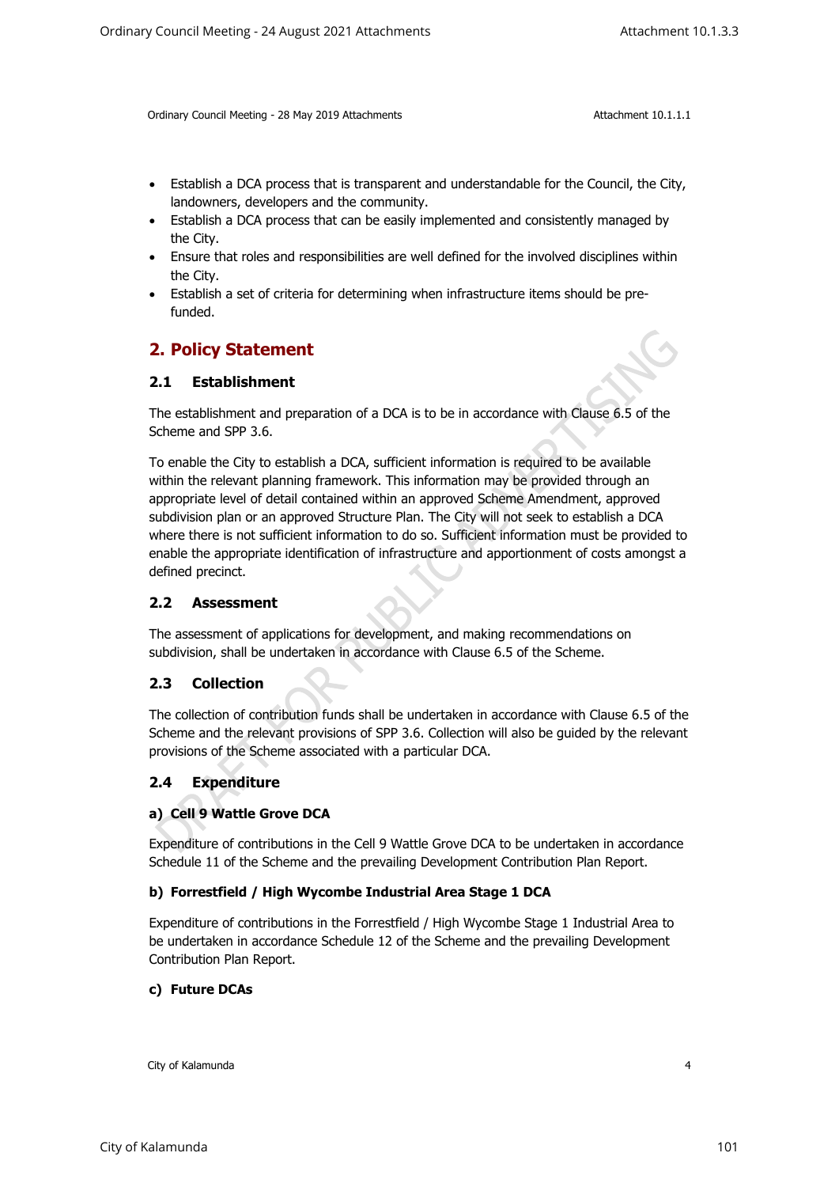- Establish a DCA process that is transparent and understandable for the Council, the City, landowners, developers and the community.
- Establish a DCA process that can be easily implemented and consistently managed by the City.
- Ensure that roles and responsibilities are well defined for the involved disciplines within the City.
- Establish a set of criteria for determining when infrastructure items should be pre-funded.

## 2. Policy Statement

### 2.1 Establishment

The establishment and preparation of a DCA is to be in accordance with Clause 6.5 of the Scheme and SPP 3.6.

To enable the City to establish a DCA, sufficient information is required to be available within the relevant planning framework. This information may be provided through an appropriate level of detail contained within an approved Scheme Amendment, approved subdivision plan or an approved Structure Plan. The City will not seek to establish a DCA where there is not sufficient information to do so. Sufficient information must be provided to enable the appropriate identification of infrastructure and apportionment of costs amongst a defined precinct.

### 2.2 Assessment

The assessment of applications for development, and making recommendations on subdivision, shall be undertaken in accordance with Clause 6.5 of the Scheme.

### 2.3 Collection

The collection of contribution funds shall be undertaken in accordance with Clause 6.5 of the Scheme and the relevant provisions of SPP 3.6. Collection will also be guided by the relevant provisions of the Scheme associated with a particular DCA.

### 2.4 Expenditure

**a) Cell 9 Wattle Grove DCA**

Expenditure of contributions in the Cell 9 Wattle Grove DCA to be undertaken in accordance Schedule 11 of the Scheme and the prevailing Development Contribution Plan Report.

**b) Forrestfield / High Wycombe Industrial Area Stage 1 DCA**

Expenditure of contributions in the Forrestfield / High Wycombe Stage 1 Industrial Area to be undertaken in accordance Schedule 12 of the Scheme and the prevailing Development Contribution Plan Report.

**c) Future DCAs**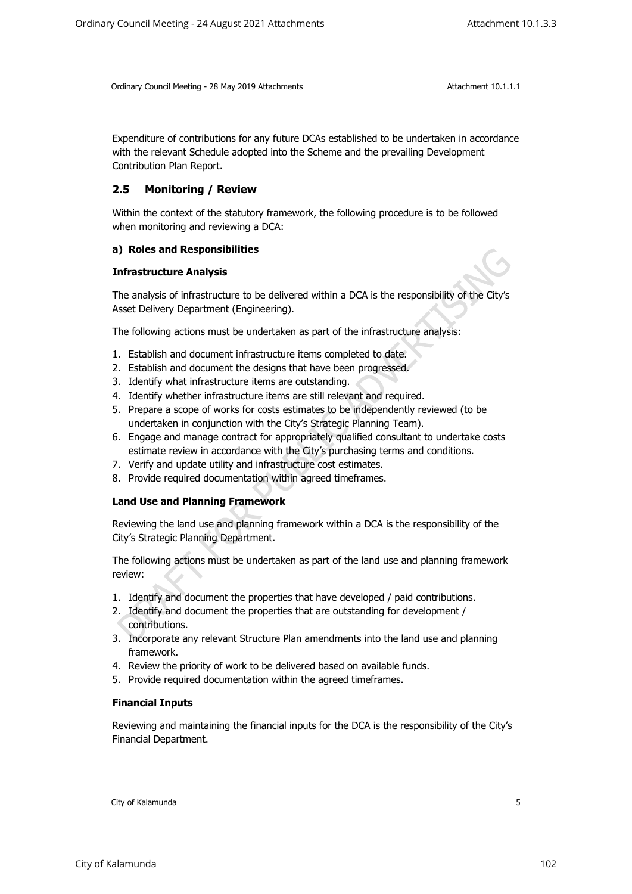Expenditure of contributions for any future DCAs established to be undertaken in accordance with the relevant Schedule adopted into the Scheme and the prevailing Development Contribution Plan Report.

## 2.5 Monitoring / Review

Within the context of the statutory framework, the following procedure is to be followed when monitoring and reviewing a DCA:

**a) Roles and Responsibilities**

**Infrastructure Analysis**

The analysis of infrastructure to be delivered within a DCA is the responsibility of the City's Asset Delivery Department (Engineering).

The following actions must be undertaken as part of the infrastructure analysis:

1. Establish and document infrastructure items completed to date.
2. Establish and document the designs that have been progressed.
3. Identify what infrastructure items are outstanding.
4. Identify whether infrastructure items are still relevant and required.
5. Prepare a scope of works for costs estimates to be independently reviewed (to be undertaken in conjunction with the City's Strategic Planning Team).
6. Engage and manage contract for appropriately qualified consultant to undertake costs estimate review in accordance with the City's purchasing terms and conditions.
7. Verify and update utility and infrastructure cost estimates.
8. Provide required documentation within agreed timeframes.

**Land Use and Planning Framework**

Reviewing the land use and planning framework within a DCA is the responsibility of the City's Strategic Planning Department.

The following actions must be undertaken as part of the land use and planning framework review:

1. Identify and document the properties that have developed / paid contributions.
2. Identify and document the properties that are outstanding for development / contributions.
3. Incorporate any relevant Structure Plan amendments into the land use and planning framework.
4. Review the priority of work to be delivered based on available funds.
5. Provide required documentation within the agreed timeframes.

**Financial Inputs**

Reviewing and maintaining the financial inputs for the DCA is the responsibility of the City's Financial Department.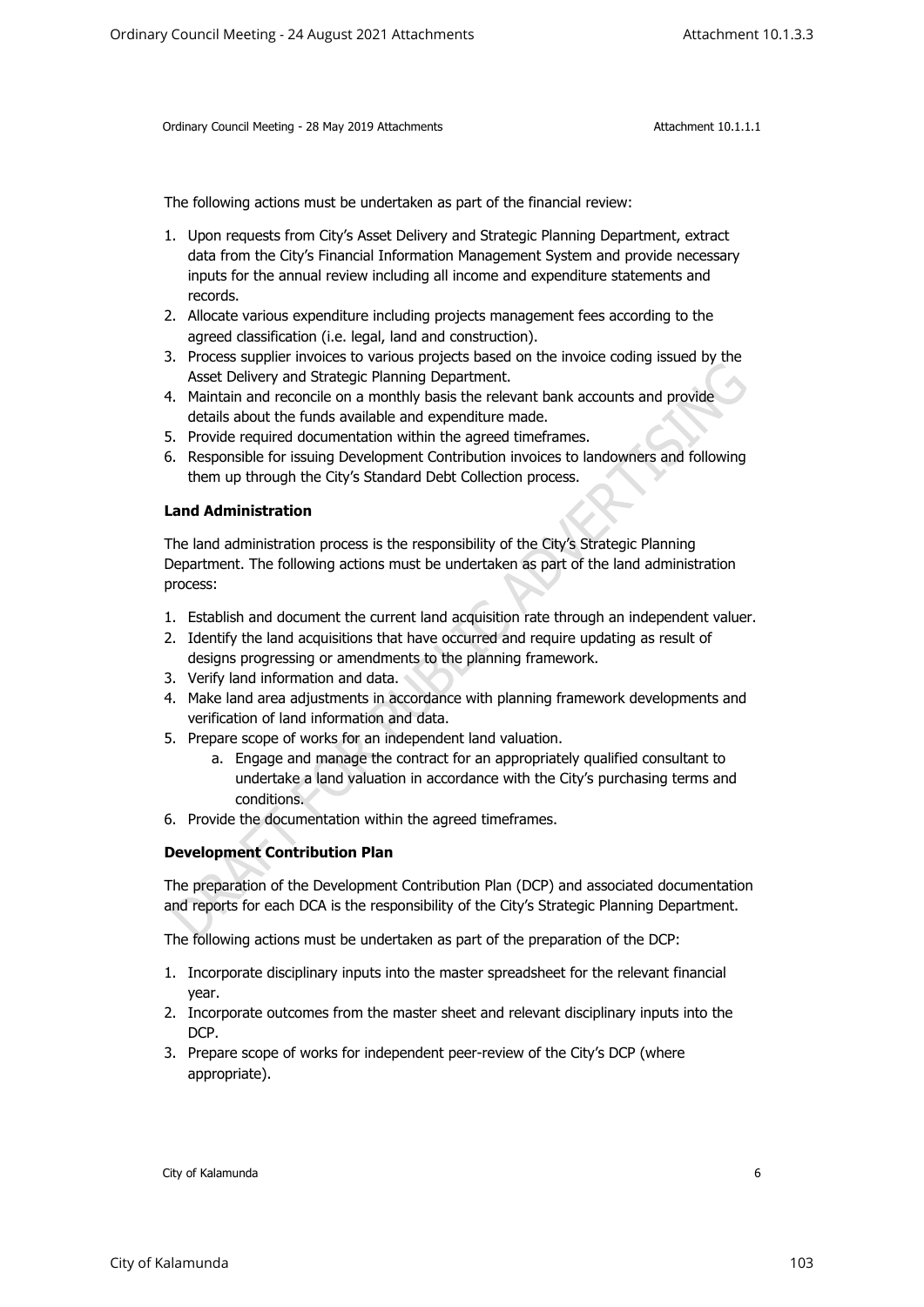The following actions must be undertaken as part of the financial review:

1. Upon requests from City's Asset Delivery and Strategic Planning Department, extract data from the City's Financial Information Management System and provide necessary inputs for the annual review including all income and expenditure statements and records.
2. Allocate various expenditure including projects management fees according to the agreed classification (i.e. legal, land and construction).
3. Process supplier invoices to various projects based on the invoice coding issued by the Asset Delivery and Strategic Planning Department.
4. Maintain and reconcile on a monthly basis the relevant bank accounts and provide details about the funds available and expenditure made.
5. Provide required documentation within the agreed timeframes.
6. Responsible for issuing Development Contribution invoices to landowners and following them up through the City's Standard Debt Collection process.

**Land Administration**

The land administration process is the responsibility of the City's Strategic Planning Department. The following actions must be undertaken as part of the land administration process:

1. Establish and document the current land acquisition rate through an independent valuer.
2. Identify the land acquisitions that have occurred and require updating as result of designs progressing or amendments to the planning framework.
3. Verify land information and data.
4. Make land area adjustments in accordance with planning framework developments and verification of land information and data.
5. Prepare scope of works for an independent land valuation.
   a. Engage and manage the contract for an appropriately qualified consultant to undertake a land valuation in accordance with the City's purchasing terms and conditions.
6. Provide the documentation within the agreed timeframes.

**Development Contribution Plan**

The preparation of the Development Contribution Plan (DCP) and associated documentation and reports for each DCA is the responsibility of the City's Strategic Planning Department.

The following actions must be undertaken as part of the preparation of the DCP:

1. Incorporate disciplinary inputs into the master spreadsheet for the relevant financial year.
2. Incorporate outcomes from the master sheet and relevant disciplinary inputs into the DCP.
3. Prepare scope of works for independent peer-review of the City's DCP (where appropriate).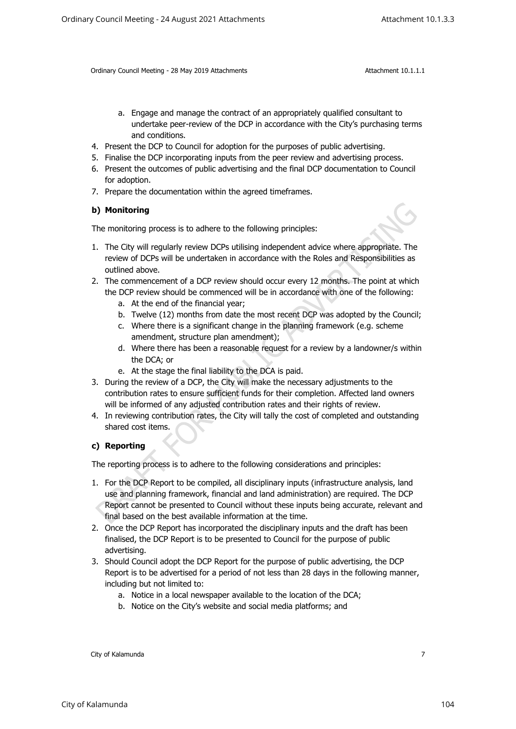a. Engage and manage the contract of an appropriately qualified consultant to undertake peer-review of the DCP in accordance with the City's purchasing terms and conditions.
4. Present the DCP to Council for adoption for the purposes of public advertising.
5. Finalise the DCP incorporating inputs from the peer review and advertising process.
6. Present the outcomes of public advertising and the final DCP documentation to Council for adoption.
7. Prepare the documentation within the agreed timeframes.

**b) Monitoring**

The monitoring process is to adhere to the following principles:

1. The City will regularly review DCPs utilising independent advice where appropriate. The review of DCPs will be undertaken in accordance with the Roles and Responsibilities as outlined above.
2. The commencement of a DCP review should occur every 12 months. The point at which the DCP review should be commenced will be in accordance with one of the following:
   a. At the end of the financial year;
   b. Twelve (12) months from date the most recent DCP was adopted by the Council;
   c. Where there is a significant change in the planning framework (e.g. scheme amendment, structure plan amendment);
   d. Where there has been a reasonable request for a review by a landowner/s within the DCA; or
   e. At the stage the final liability to the DCA is paid.
3. During the review of a DCP, the City will make the necessary adjustments to the contribution rates to ensure sufficient funds for their completion. Affected land owners will be informed of any adjusted contribution rates and their rights of review.
4. In reviewing contribution rates, the City will tally the cost of completed and outstanding shared cost items.

**c) Reporting**

The reporting process is to adhere to the following considerations and principles:

1. For the DCP Report to be compiled, all disciplinary inputs (infrastructure analysis, land use and planning framework, financial and land administration) are required. The DCP Report cannot be presented to Council without these inputs being accurate, relevant and final based on the best available information at the time.
2. Once the DCP Report has incorporated the disciplinary inputs and the draft has been finalised, the DCP Report is to be presented to Council for the purpose of public advertising.
3. Should Council adopt the DCP Report for the purpose of public advertising, the DCP Report is to be advertised for a period of not less than 28 days in the following manner, including but not limited to:
   a. Notice in a local newspaper available to the location of the DCA;
   b. Notice on the City's website and social media platforms; and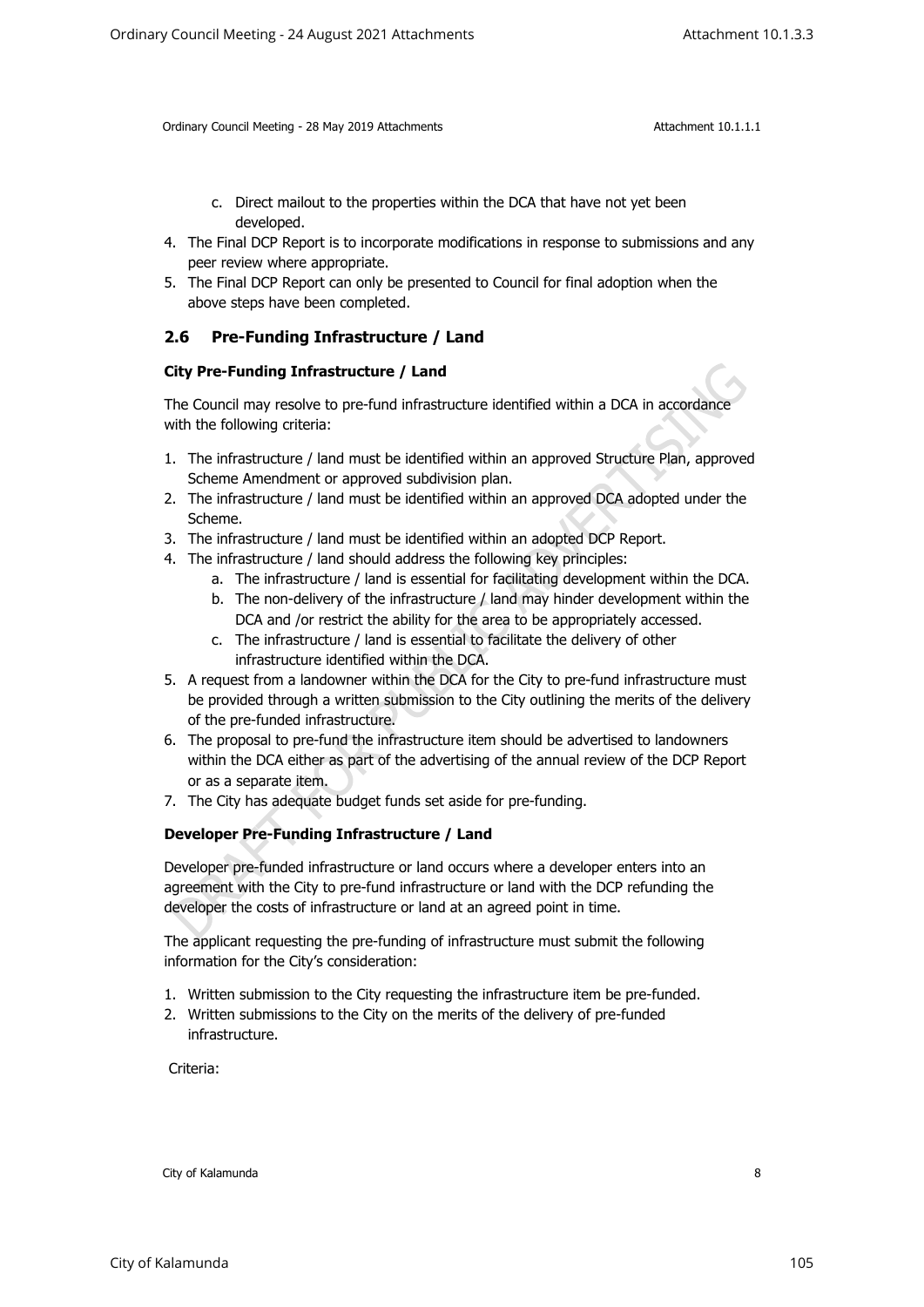c. Direct mailout to the properties within the DCA that have not yet been developed.

4. The Final DCP Report is to incorporate modifications in response to submissions and any peer review where appropriate.
5. The Final DCP Report can only be presented to Council for final adoption when the above steps have been completed.

## 2.6 Pre-Funding Infrastructure / Land

**City Pre-Funding Infrastructure / Land**

The Council may resolve to pre-fund infrastructure identified within a DCA in accordance with the following criteria:

1. The infrastructure / land must be identified within an approved Structure Plan, approved Scheme Amendment or approved subdivision plan.
2. The infrastructure / land must be identified within an approved DCA adopted under the Scheme.
3. The infrastructure / land must be identified within an adopted DCP Report.
4. The infrastructure / land should address the following key principles:
   a. The infrastructure / land is essential for facilitating development within the DCA.
   b. The non-delivery of the infrastructure / land may hinder development within the DCA and /or restrict the ability for the area to be appropriately accessed.
   c. The infrastructure / land is essential to facilitate the delivery of other infrastructure identified within the DCA.
5. A request from a landowner within the DCA for the City to pre-fund infrastructure must be provided through a written submission to the City outlining the merits of the delivery of the pre-funded infrastructure.
6. The proposal to pre-fund the infrastructure item should be advertised to landowners within the DCA either as part of the advertising of the annual review of the DCP Report or as a separate item.
7. The City has adequate budget funds set aside for pre-funding.

**Developer Pre-Funding Infrastructure / Land**

Developer pre-funded infrastructure or land occurs where a developer enters into an agreement with the City to pre-fund infrastructure or land with the DCP refunding the developer the costs of infrastructure or land at an agreed point in time.

The applicant requesting the pre-funding of infrastructure must submit the following information for the City's consideration:

1. Written submission to the City requesting the infrastructure item be pre-funded.
2. Written submissions to the City on the merits of the delivery of pre-funded infrastructure.

Criteria: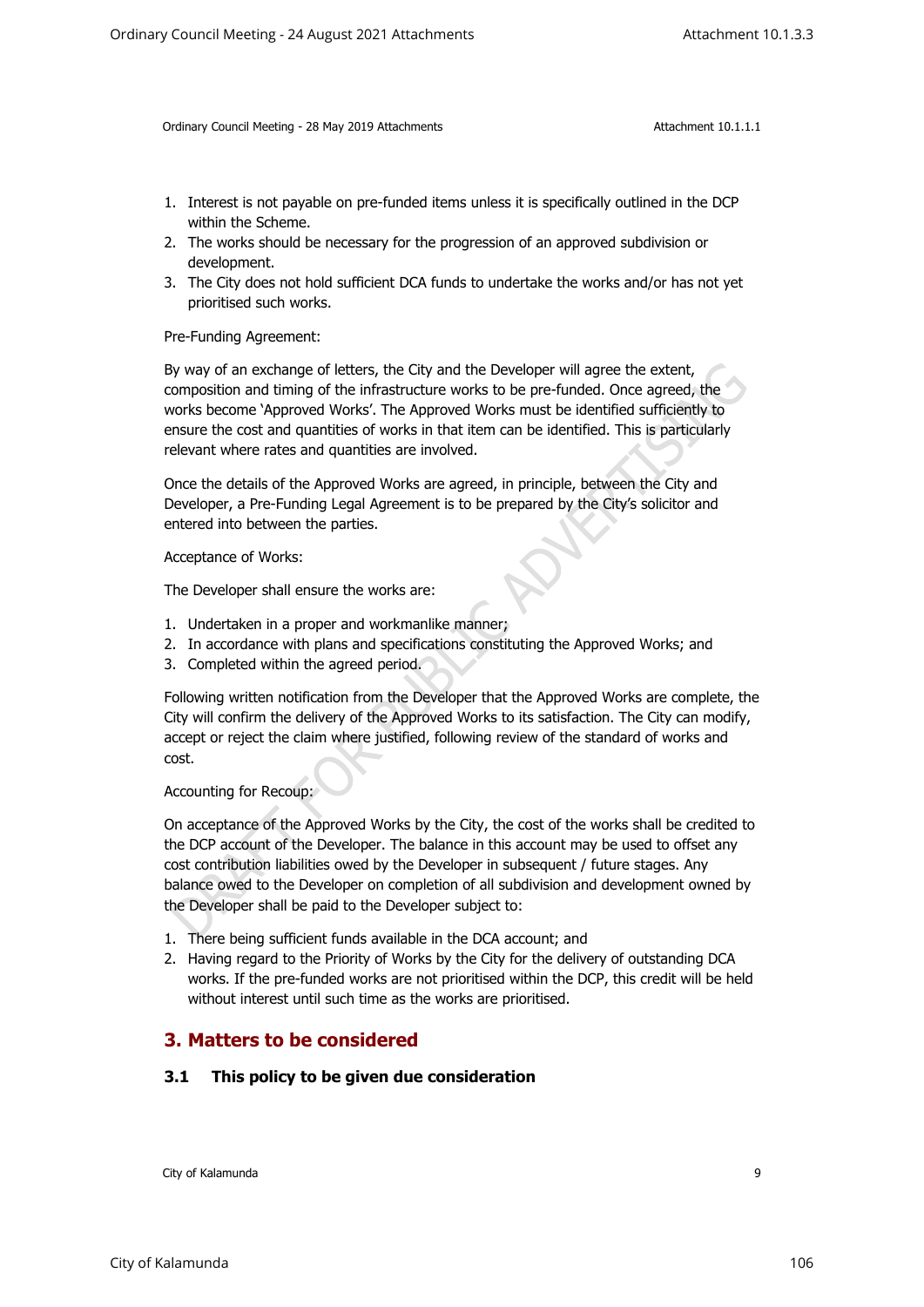1. Interest is not payable on pre-funded items unless it is specifically outlined in the DCP within the Scheme.
2. The works should be necessary for the progression of an approved subdivision or development.
3. The City does not hold sufficient DCA funds to undertake the works and/or has not yet prioritised such works.

Pre-Funding Agreement:

By way of an exchange of letters, the City and the Developer will agree the extent, composition and timing of the infrastructure works to be pre-funded. Once agreed, the works become 'Approved Works'. The Approved Works must be identified sufficiently to ensure the cost and quantities of works in that item can be identified. This is particularly relevant where rates and quantities are involved.

Once the details of the Approved Works are agreed, in principle, between the City and Developer, a Pre-Funding Legal Agreement is to be prepared by the City's solicitor and entered into between the parties.

Acceptance of Works:

The Developer shall ensure the works are:

1. Undertaken in a proper and workmanlike manner;
2. In accordance with plans and specifications constituting the Approved Works; and
3. Completed within the agreed period.

Following written notification from the Developer that the Approved Works are complete, the City will confirm the delivery of the Approved Works to its satisfaction. The City can modify, accept or reject the claim where justified, following review of the standard of works and cost.

Accounting for Recoup:

On acceptance of the Approved Works by the City, the cost of the works shall be credited to the DCP account of the Developer. The balance in this account may be used to offset any cost contribution liabilities owed by the Developer in subsequent / future stages. Any balance owed to the Developer on completion of all subdivision and development owned by the Developer shall be paid to the Developer subject to:

1. There being sufficient funds available in the DCA account; and
2. Having regard to the Priority of Works by the City for the delivery of outstanding DCA works. If the pre-funded works are not prioritised within the DCP, this credit will be held without interest until such time as the works are prioritised.

## 3. Matters to be considered

### 3.1 This policy to be given due consideration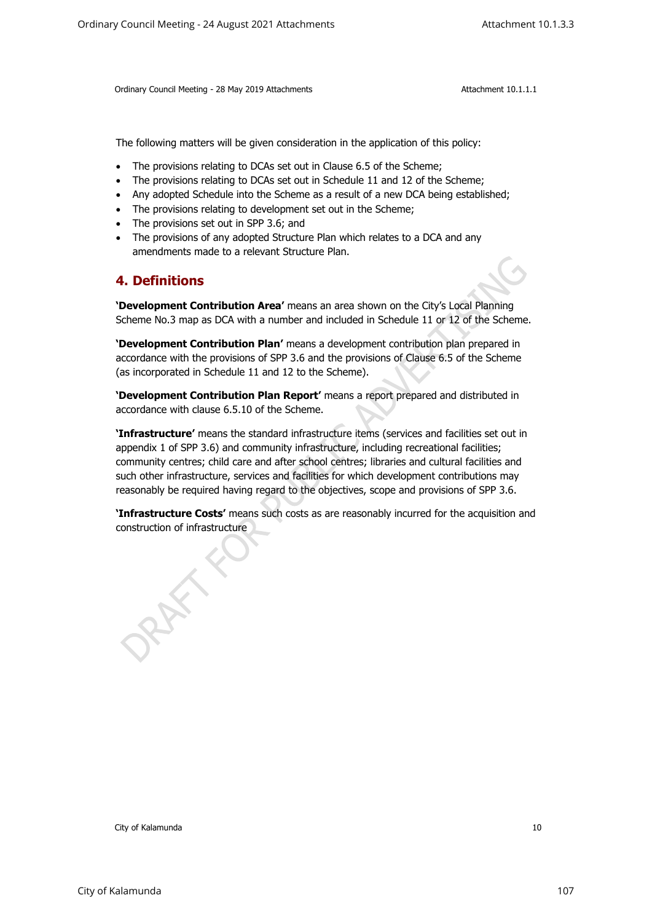The following matters will be given consideration in the application of this policy:

- The provisions relating to DCAs set out in Clause 6.5 of the Scheme;
- The provisions relating to DCAs set out in Schedule 11 and 12 of the Scheme;
- Any adopted Schedule into the Scheme as a result of a new DCA being established;
- The provisions relating to development set out in the Scheme;
- The provisions set out in SPP 3.6; and
- The provisions of any adopted Structure Plan which relates to a DCA and any amendments made to a relevant Structure Plan.

## 4. Definitions

**'Development Contribution Area'** means an area shown on the City's Local Planning Scheme No.3 map as DCA with a number and included in Schedule 11 or 12 of the Scheme.

**'Development Contribution Plan'** means a development contribution plan prepared in accordance with the provisions of SPP 3.6 and the provisions of Clause 6.5 of the Scheme (as incorporated in Schedule 11 and 12 to the Scheme).

**'Development Contribution Plan Report'** means a report prepared and distributed in accordance with clause 6.5.10 of the Scheme.

**'Infrastructure'** means the standard infrastructure items (services and facilities set out in appendix 1 of SPP 3.6) and community infrastructure, including recreational facilities; community centres; child care and after school centres; libraries and cultural facilities and such other infrastructure, services and facilities for which development contributions may reasonably be required having regard to the objectives, scope and provisions of SPP 3.6.

**'Infrastructure Costs'** means such costs as are reasonably incurred for the acquisition and construction of infrastructure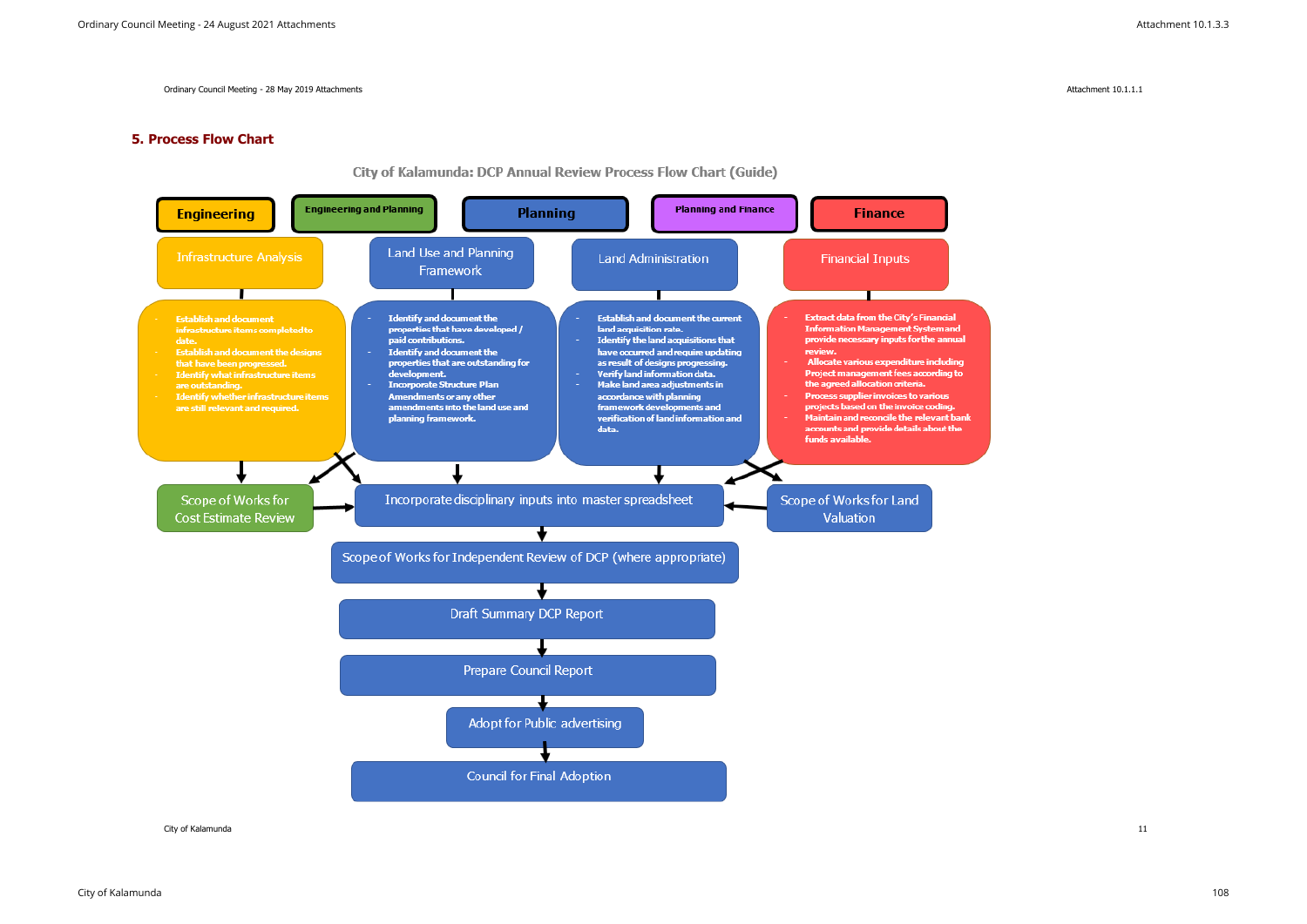## 5. Process Flow Chart

**City of Kalamunda: DCP Annual Review Process Flow Chart (Guide)**

**Engineering** | **Engineering and Planning** | **Planning** | **Planning and Finance** | **Finance**

**Infrastructure Analysis**

- Establish and document infrastructure items completed to date.
- Establish and document the designs that have been progressed.
- Identify what infrastructure items are outstanding.
- Identify whether infrastructure items are still relevant and required.

**Land Use and Planning Framework**

- Identify and document the properties that have developed / paid contributions.
- Identify and document the properties that are outstanding for development.
- Incorporate Structure Plan Amendments or any other amendments into the land use and planning framework.

**Land Administration**

- Establish and document the current land acquisition rate.
- Identify the land acquisitions that have occurred and require updating as result of designs progressing.
- Verify land information data.
- Make land area adjustments in accordance with planning framework developments and verification of land information and data.

**Financial Inputs**

- Extract data from the City's Financial Information Management System and provide necessary inputs for the annual review.
- Allocate various expenditure including Project management fees according to the agreed allocation criteria.
- Process supplier invoices to various projects based on the invoice coding.
- Maintain and reconcile the relevant bank accounts and provide details about the funds available.

Scope of Works for Cost Estimate Review

Incorporate disciplinary inputs into master spreadsheet

Scope of Works for Land Valuation

Scope of Works for Independent Review of DCP (where appropriate)

Draft Summary DCP Report

Prepare Council Report

Adopt for Public advertising

Council for Final Adoption